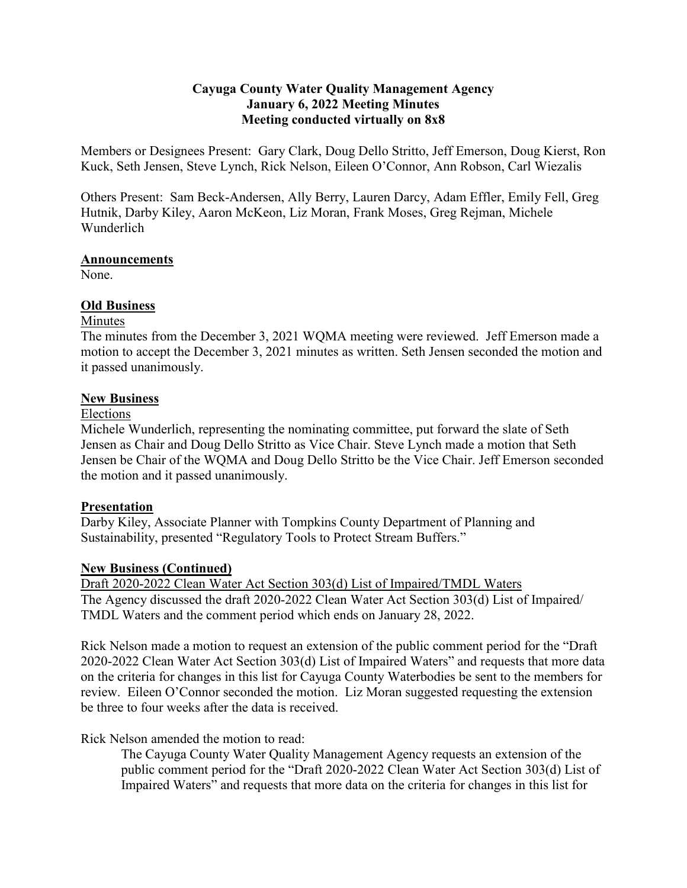**Cayuga County Water Quality Management Agency**
**January 6, 2022 Meeting Minutes**
**Meeting conducted virtually on 8x8**

Members or Designees Present: Gary Clark, Doug Dello Stritto, Jeff Emerson, Doug Kierst, Ron Kuck, Seth Jensen, Steve Lynch, Rick Nelson, Eileen O'Connor, Ann Robson, Carl Wiezalis

Others Present: Sam Beck-Andersen, Ally Berry, Lauren Darcy, Adam Effler, Emily Fell, Greg Hutnik, Darby Kiley, Aaron McKeon, Liz Moran, Frank Moses, Greg Rejman, Michele Wunderlich

## Announcements

None.

## Old Business

### Minutes

The minutes from the December 3, 2021 WQMA meeting were reviewed. Jeff Emerson made a motion to accept the December 3, 2021 minutes as written. Seth Jensen seconded the motion and it passed unanimously.

## New Business

### Elections

Michele Wunderlich, representing the nominating committee, put forward the slate of Seth Jensen as Chair and Doug Dello Stritto as Vice Chair. Steve Lynch made a motion that Seth Jensen be Chair of the WQMA and Doug Dello Stritto be the Vice Chair. Jeff Emerson seconded the motion and it passed unanimously.

## Presentation

Darby Kiley, Associate Planner with Tompkins County Department of Planning and Sustainability, presented "Regulatory Tools to Protect Stream Buffers."

## New Business (Continued)

### Draft 2020-2022 Clean Water Act Section 303(d) List of Impaired/TMDL Waters

The Agency discussed the draft 2020-2022 Clean Water Act Section 303(d) List of Impaired/ TMDL Waters and the comment period which ends on January 28, 2022.

Rick Nelson made a motion to request an extension of the public comment period for the "Draft 2020-2022 Clean Water Act Section 303(d) List of Impaired Waters" and requests that more data on the criteria for changes in this list for Cayuga County Waterbodies be sent to the members for review. Eileen O'Connor seconded the motion. Liz Moran suggested requesting the extension be three to four weeks after the data is received.

Rick Nelson amended the motion to read:

> The Cayuga County Water Quality Management Agency requests an extension of the public comment period for the "Draft 2020-2022 Clean Water Act Section 303(d) List of Impaired Waters" and requests that more data on the criteria for changes in this list for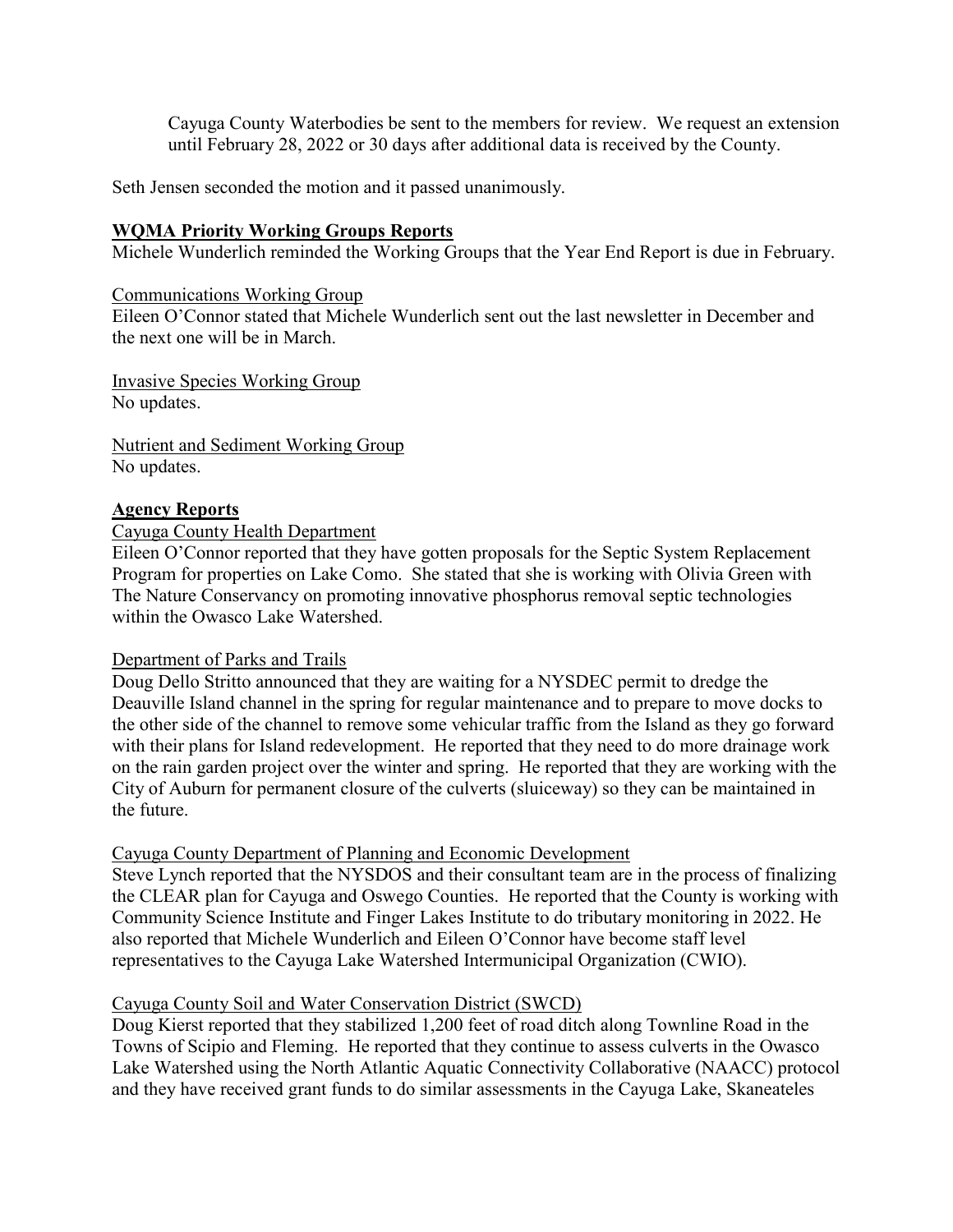Cayuga County Waterbodies be sent to the members for review. We request an extension until February 28, 2022 or 30 days after additional data is received by the County.

Seth Jensen seconded the motion and it passed unanimously.

**WQMA Priority Working Groups Reports**

Michele Wunderlich reminded the Working Groups that the Year End Report is due in February.

Communications Working Group

Eileen O'Connor stated that Michele Wunderlich sent out the last newsletter in December and the next one will be in March.

Invasive Species Working Group

No updates.

Nutrient and Sediment Working Group

No updates.

**Agency Reports**

Cayuga County Health Department

Eileen O'Connor reported that they have gotten proposals for the Septic System Replacement Program for properties on Lake Como. She stated that she is working with Olivia Green with The Nature Conservancy on promoting innovative phosphorus removal septic technologies within the Owasco Lake Watershed.

Department of Parks and Trails

Doug Dello Stritto announced that they are waiting for a NYSDEC permit to dredge the Deauville Island channel in the spring for regular maintenance and to prepare to move docks to the other side of the channel to remove some vehicular traffic from the Island as they go forward with their plans for Island redevelopment. He reported that they need to do more drainage work on the rain garden project over the winter and spring. He reported that they are working with the City of Auburn for permanent closure of the culverts (sluiceway) so they can be maintained in the future.

Cayuga County Department of Planning and Economic Development

Steve Lynch reported that the NYSDOS and their consultant team are in the process of finalizing the CLEAR plan for Cayuga and Oswego Counties. He reported that the County is working with Community Science Institute and Finger Lakes Institute to do tributary monitoring in 2022. He also reported that Michele Wunderlich and Eileen O'Connor have become staff level representatives to the Cayuga Lake Watershed Intermunicipal Organization (CWIO).

Cayuga County Soil and Water Conservation District (SWCD)

Doug Kierst reported that they stabilized 1,200 feet of road ditch along Townline Road in the Towns of Scipio and Fleming. He reported that they continue to assess culverts in the Owasco Lake Watershed using the North Atlantic Aquatic Connectivity Collaborative (NAACC) protocol and they have received grant funds to do similar assessments in the Cayuga Lake, Skaneateles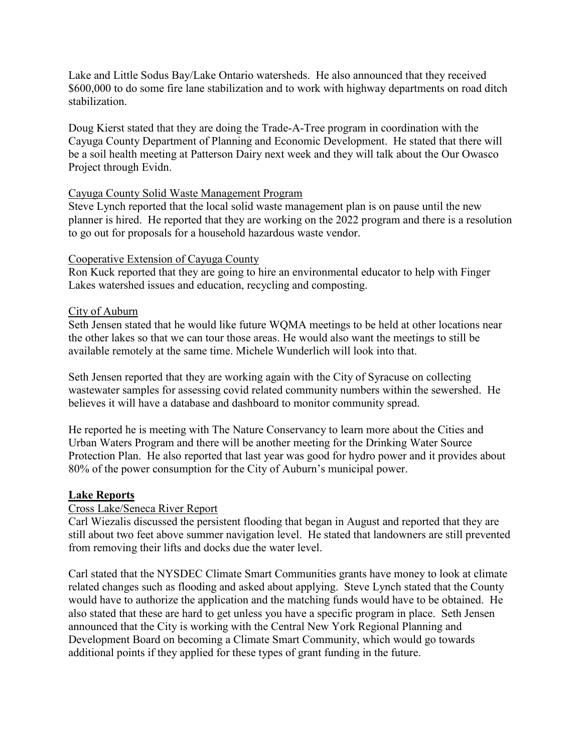Lake and Little Sodus Bay/Lake Ontario watersheds. He also announced that they received $600,000 to do some fire lane stabilization and to work with highway departments on road ditch stabilization.

Doug Kierst stated that they are doing the Trade-A-Tree program in coordination with the Cayuga County Department of Planning and Economic Development. He stated that there will be a soil health meeting at Patterson Dairy next week and they will talk about the Our Owasco Project through Evidn.

Cayuga County Solid Waste Management Program

Steve Lynch reported that the local solid waste management plan is on pause until the new planner is hired. He reported that they are working on the 2022 program and there is a resolution to go out for proposals for a household hazardous waste vendor.

Cooperative Extension of Cayuga County

Ron Kuck reported that they are going to hire an environmental educator to help with Finger Lakes watershed issues and education, recycling and composting.

City of Auburn

Seth Jensen stated that he would like future WQMA meetings to be held at other locations near the other lakes so that we can tour those areas. He would also want the meetings to still be available remotely at the same time. Michele Wunderlich will look into that.

Seth Jensen reported that they are working again with the City of Syracuse on collecting wastewater samples for assessing covid related community numbers within the sewershed. He believes it will have a database and dashboard to monitor community spread.

He reported he is meeting with The Nature Conservancy to learn more about the Cities and Urban Waters Program and there will be another meeting for the Drinking Water Source Protection Plan. He also reported that last year was good for hydro power and it provides about 80% of the power consumption for the City of Auburn's municipal power.

## Lake Reports

Cross Lake/Seneca River Report

Carl Wiezalis discussed the persistent flooding that began in August and reported that they are still about two feet above summer navigation level. He stated that landowners are still prevented from removing their lifts and docks due the water level.

Carl stated that the NYSDEC Climate Smart Communities grants have money to look at climate related changes such as flooding and asked about applying. Steve Lynch stated that the County would have to authorize the application and the matching funds would have to be obtained. He also stated that these are hard to get unless you have a specific program in place. Seth Jensen announced that the City is working with the Central New York Regional Planning and Development Board on becoming a Climate Smart Community, which would go towards additional points if they applied for these types of grant funding in the future.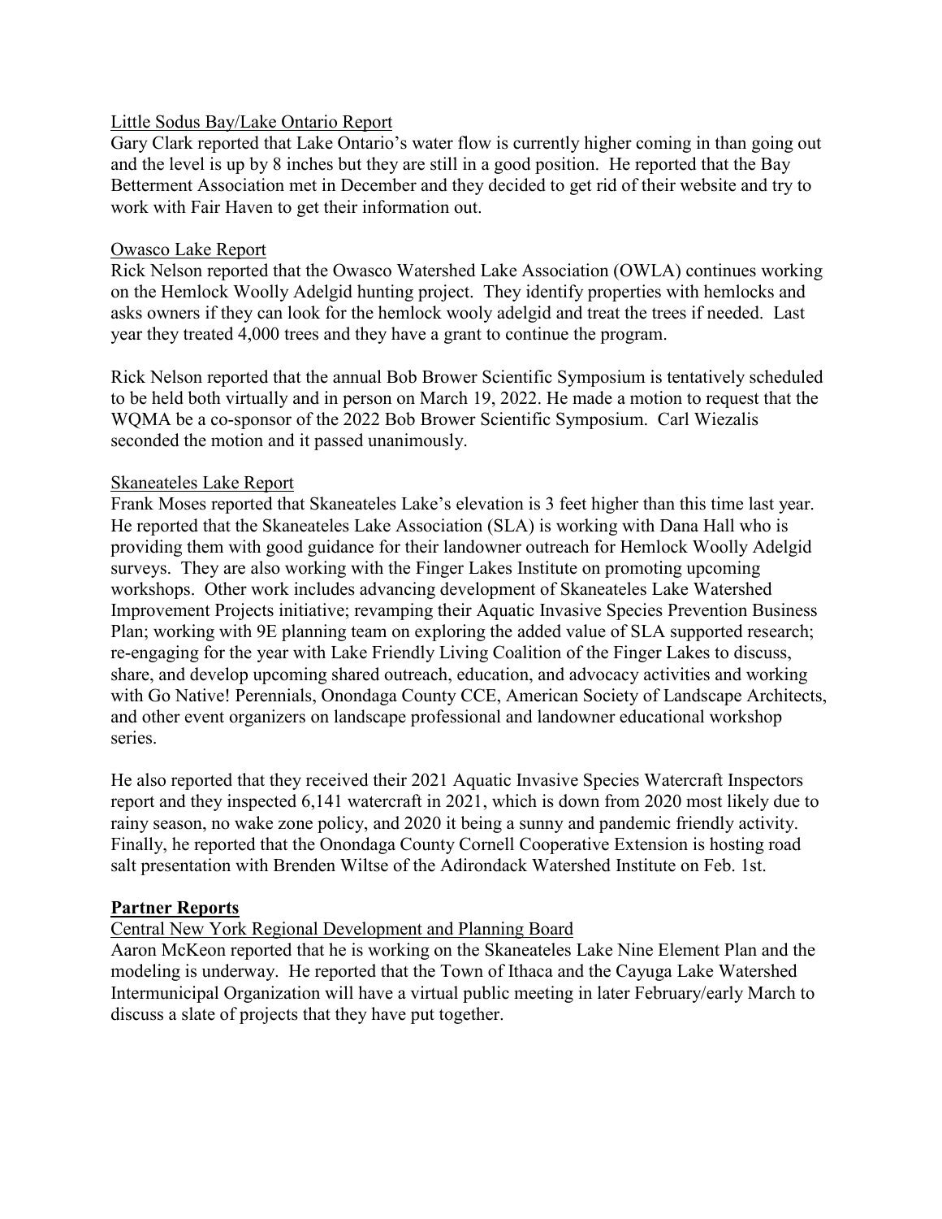Little Sodus Bay/Lake Ontario Report

Gary Clark reported that Lake Ontario's water flow is currently higher coming in than going out and the level is up by 8 inches but they are still in a good position. He reported that the Bay Betterment Association met in December and they decided to get rid of their website and try to work with Fair Haven to get their information out.

Owasco Lake Report

Rick Nelson reported that the Owasco Watershed Lake Association (OWLA) continues working on the Hemlock Woolly Adelgid hunting project. They identify properties with hemlocks and asks owners if they can look for the hemlock wooly adelgid and treat the trees if needed. Last year they treated 4,000 trees and they have a grant to continue the program.

Rick Nelson reported that the annual Bob Brower Scientific Symposium is tentatively scheduled to be held both virtually and in person on March 19, 2022. He made a motion to request that the WQMA be a co-sponsor of the 2022 Bob Brower Scientific Symposium. Carl Wiezalis seconded the motion and it passed unanimously.

Skaneateles Lake Report

Frank Moses reported that Skaneateles Lake's elevation is 3 feet higher than this time last year. He reported that the Skaneateles Lake Association (SLA) is working with Dana Hall who is providing them with good guidance for their landowner outreach for Hemlock Woolly Adelgid surveys. They are also working with the Finger Lakes Institute on promoting upcoming workshops. Other work includes advancing development of Skaneateles Lake Watershed Improvement Projects initiative; revamping their Aquatic Invasive Species Prevention Business Plan; working with 9E planning team on exploring the added value of SLA supported research; re-engaging for the year with Lake Friendly Living Coalition of the Finger Lakes to discuss, share, and develop upcoming shared outreach, education, and advocacy activities and working with Go Native! Perennials, Onondaga County CCE, American Society of Landscape Architects, and other event organizers on landscape professional and landowner educational workshop series.

He also reported that they received their 2021 Aquatic Invasive Species Watercraft Inspectors report and they inspected 6,141 watercraft in 2021, which is down from 2020 most likely due to rainy season, no wake zone policy, and 2020 it being a sunny and pandemic friendly activity. Finally, he reported that the Onondaga County Cornell Cooperative Extension is hosting road salt presentation with Brenden Wiltse of the Adirondack Watershed Institute on Feb. 1st.

**Partner Reports**

Central New York Regional Development and Planning Board

Aaron McKeon reported that he is working on the Skaneateles Lake Nine Element Plan and the modeling is underway. He reported that the Town of Ithaca and the Cayuga Lake Watershed Intermunicipal Organization will have a virtual public meeting in later February/early March to discuss a slate of projects that they have put together.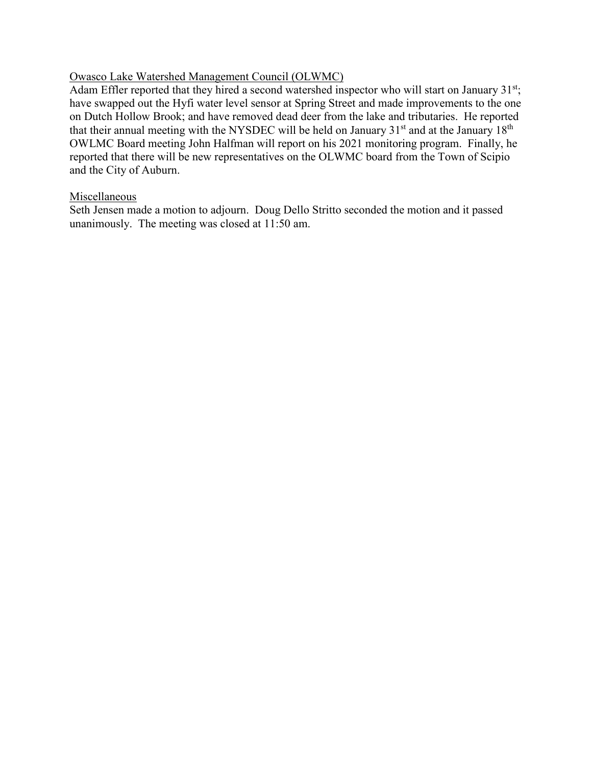Owasco Lake Watershed Management Council (OLWMC)

Adam Effler reported that they hired a second watershed inspector who will start on January 31st; have swapped out the Hyfi water level sensor at Spring Street and made improvements to the one on Dutch Hollow Brook; and have removed dead deer from the lake and tributaries. He reported that their annual meeting with the NYSDEC will be held on January 31st and at the January 18th OWLMC Board meeting John Halfman will report on his 2021 monitoring program. Finally, he reported that there will be new representatives on the OLWMC board from the Town of Scipio and the City of Auburn.

Miscellaneous

Seth Jensen made a motion to adjourn. Doug Dello Stritto seconded the motion and it passed unanimously. The meeting was closed at 11:50 am.